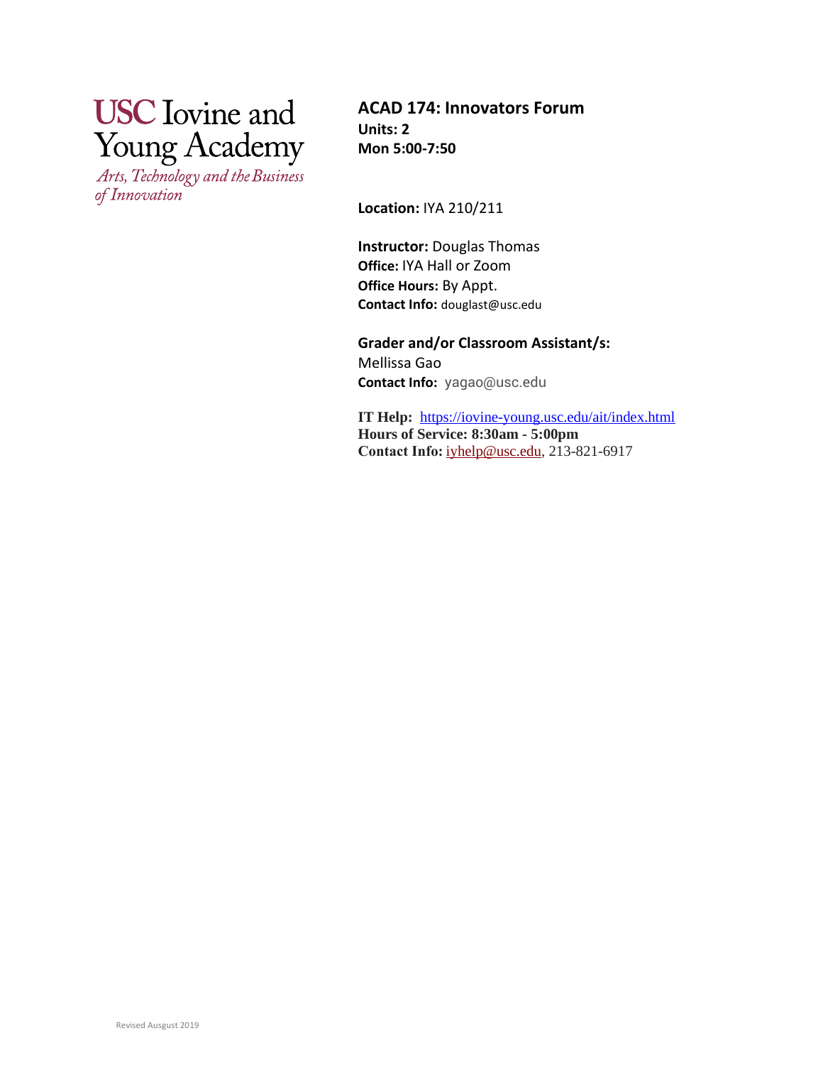USC Iovine and Young Academy

*Arts, Technology and the Business of Innovation*

# ACAD 174: Innovators Forum

**Units: 2**
**Mon 5:00-7:50**

**Location:** IYA 210/211

**Instructor:** Douglas Thomas
**Office:** IYA Hall or Zoom
**Office Hours:** By Appt.
**Contact Info:** douglast@usc.edu

**Grader and/or Classroom Assistant/s:**
Mellissa Gao
**Contact Info:** yagao@usc.edu

**IT Help:** https://iovine-young.usc.edu/ait/index.html
**Hours of Service: 8:30am - 5:00pm**
**Contact Info:** iyhelp@usc.edu, 213-821-6917

Revised Ausgust 2019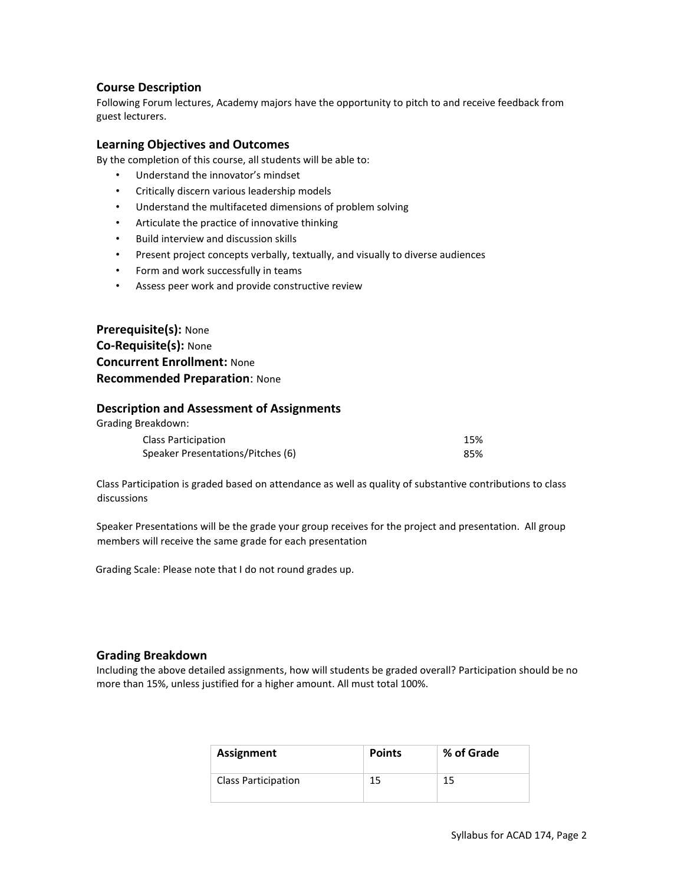## Course Description

Following Forum lectures, Academy majors have the opportunity to pitch to and receive feedback from guest lecturers.

## Learning Objectives and Outcomes

By the completion of this course, all students will be able to:

- Understand the innovator's mindset
- Critically discern various leadership models
- Understand the multifaceted dimensions of problem solving
- Articulate the practice of innovative thinking
- Build interview and discussion skills
- Present project concepts verbally, textually, and visually to diverse audiences
- Form and work successfully in teams
- Assess peer work and provide constructive review

**Prerequisite(s):** None
**Co-Requisite(s):** None
**Concurrent Enrollment:** None
**Recommended Preparation**: None

## Description and Assessment of Assignments

Grading Breakdown:

| | |
|---|---|
| Class Participation | 15% |
| Speaker Presentations/Pitches (6) | 85% |

Class Participation is graded based on attendance as well as quality of substantive contributions to class discussions

Speaker Presentations will be the grade your group receives for the project and presentation. All group members will receive the same grade for each presentation

Grading Scale: Please note that I do not round grades up.

## Grading Breakdown

Including the above detailed assignments, how will students be graded overall? Participation should be no more than 15%, unless justified for a higher amount. All must total 100%.

| Assignment | Points | % of Grade |
|---|---|---|
| Class Participation | 15 | 15 |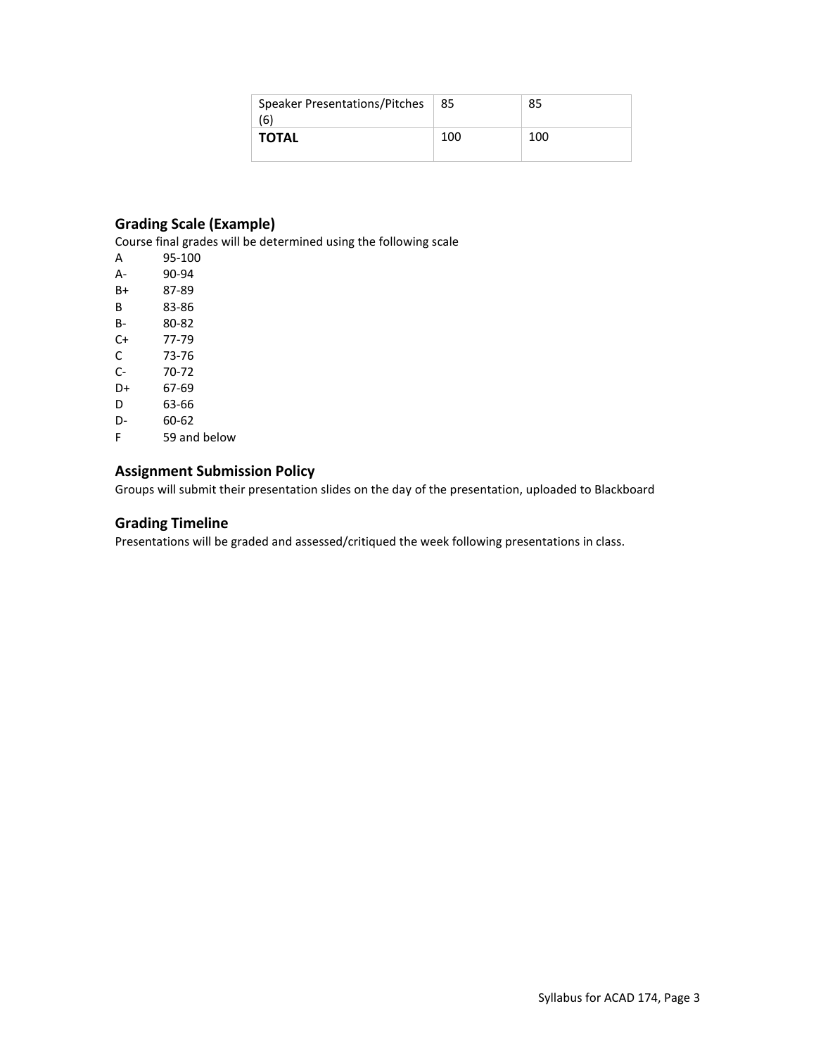| Speaker Presentations/Pitches (6) | 85 | 85 |
| --- | --- | --- |
| **TOTAL** | 100 | 100 |

## Grading Scale (Example)

Course final grades will be determined using the following scale

A 95-100
A- 90-94
B+ 87-89
B 83-86
B- 80-82
C+ 77-79
C 73-76
C- 70-72
D+ 67-69
D 63-66
D- 60-62
F 59 and below

## Assignment Submission Policy

Groups will submit their presentation slides on the day of the presentation, uploaded to Blackboard

## Grading Timeline

Presentations will be graded and assessed/critiqued the week following presentations in class.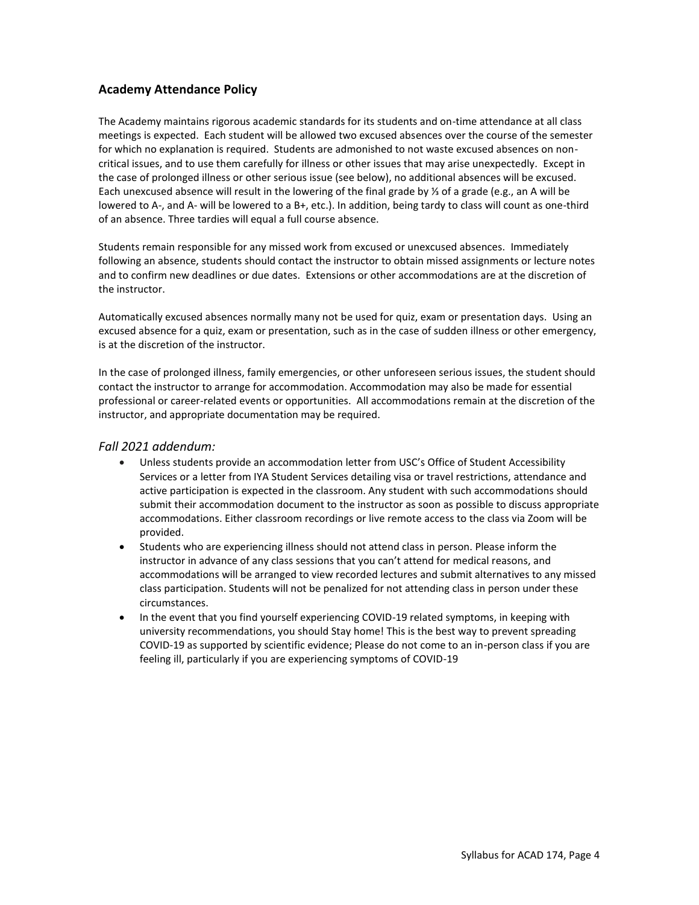## Academy Attendance Policy

The Academy maintains rigorous academic standards for its students and on-time attendance at all class meetings is expected. Each student will be allowed two excused absences over the course of the semester for which no explanation is required. Students are admonished to not waste excused absences on non-critical issues, and to use them carefully for illness or other issues that may arise unexpectedly. Except in the case of prolonged illness or other serious issue (see below), no additional absences will be excused. Each unexcused absence will result in the lowering of the final grade by ⅓ of a grade (e.g., an A will be lowered to A-, and A- will be lowered to a B+, etc.). In addition, being tardy to class will count as one-third of an absence. Three tardies will equal a full course absence.

Students remain responsible for any missed work from excused or unexcused absences. Immediately following an absence, students should contact the instructor to obtain missed assignments or lecture notes and to confirm new deadlines or due dates. Extensions or other accommodations are at the discretion of the instructor.

Automatically excused absences normally many not be used for quiz, exam or presentation days. Using an excused absence for a quiz, exam or presentation, such as in the case of sudden illness or other emergency, is at the discretion of the instructor.

In the case of prolonged illness, family emergencies, or other unforeseen serious issues, the student should contact the instructor to arrange for accommodation. Accommodation may also be made for essential professional or career-related events or opportunities. All accommodations remain at the discretion of the instructor, and appropriate documentation may be required.

### *Fall 2021 addendum:*

- Unless students provide an accommodation letter from USC's Office of Student Accessibility Services or a letter from IYA Student Services detailing visa or travel restrictions, attendance and active participation is expected in the classroom. Any student with such accommodations should submit their accommodation document to the instructor as soon as possible to discuss appropriate accommodations. Either classroom recordings or live remote access to the class via Zoom will be provided.
- Students who are experiencing illness should not attend class in person. Please inform the instructor in advance of any class sessions that you can't attend for medical reasons, and accommodations will be arranged to view recorded lectures and submit alternatives to any missed class participation. Students will not be penalized for not attending class in person under these circumstances.
- In the event that you find yourself experiencing COVID-19 related symptoms, in keeping with university recommendations, you should Stay home! This is the best way to prevent spreading COVID-19 as supported by scientific evidence; Please do not come to an in-person class if you are feeling ill, particularly if you are experiencing symptoms of COVID-19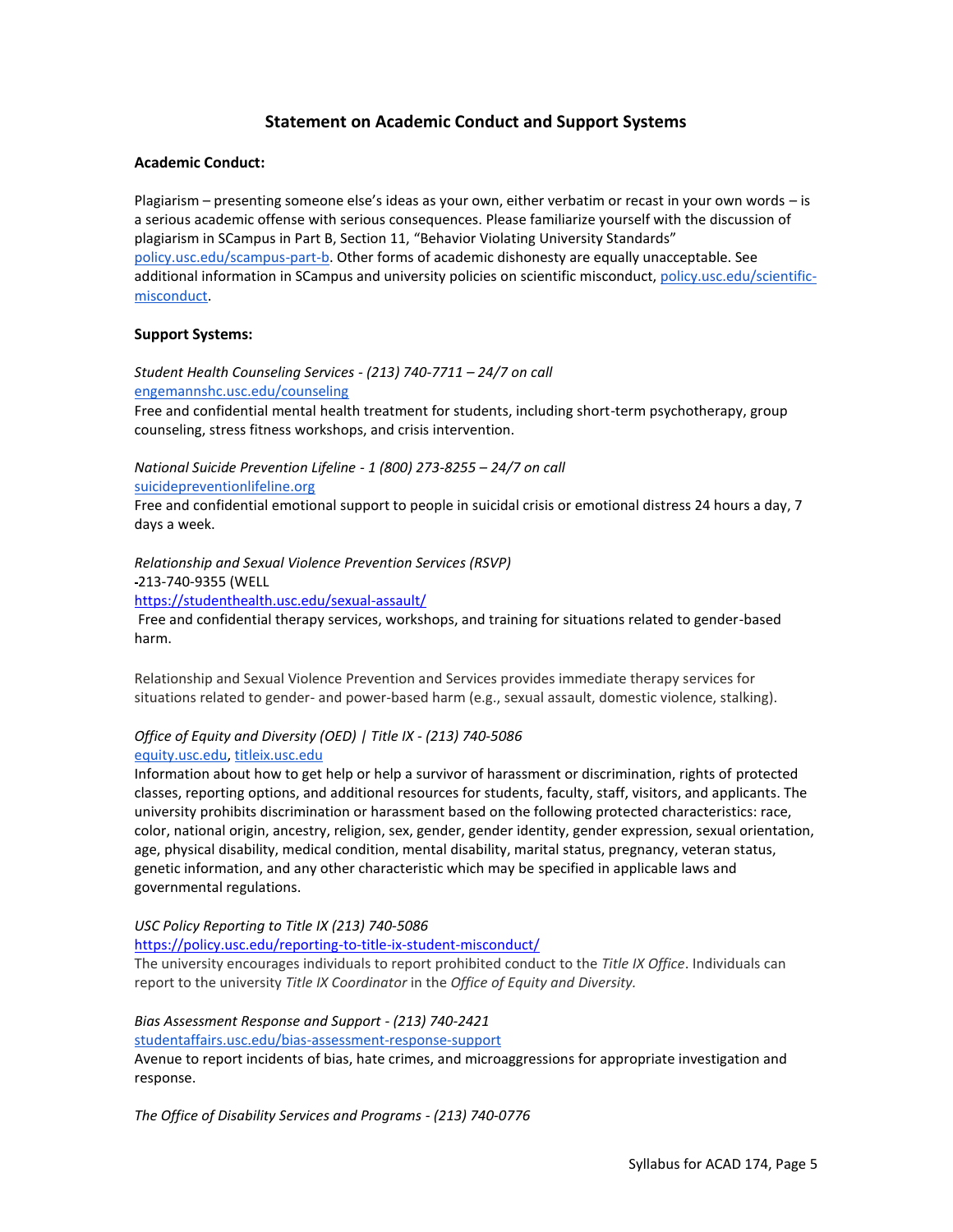## Statement on Academic Conduct and Support Systems

**Academic Conduct:**

Plagiarism – presenting someone else's ideas as your own, either verbatim or recast in your own words – is a serious academic offense with serious consequences. Please familiarize yourself with the discussion of plagiarism in SCampus in Part B, Section 11, "Behavior Violating University Standards" policy.usc.edu/scampus-part-b. Other forms of academic dishonesty are equally unacceptable. See additional information in SCampus and university policies on scientific misconduct, policy.usc.edu/scientific-misconduct.

**Support Systems:**

*Student Health Counseling Services - (213) 740-7711 – 24/7 on call*
engemannshc.usc.edu/counseling
Free and confidential mental health treatment for students, including short-term psychotherapy, group counseling, stress fitness workshops, and crisis intervention.

*National Suicide Prevention Lifeline - 1 (800) 273-8255 – 24/7 on call*
suicidepreventionlifeline.org
Free and confidential emotional support to people in suicidal crisis or emotional distress 24 hours a day, 7 days a week.

*Relationship and Sexual Violence Prevention Services (RSVP)*
-213-740-9355 (WELL
https://studenthealth.usc.edu/sexual-assault/
Free and confidential therapy services, workshops, and training for situations related to gender-based harm.

Relationship and Sexual Violence Prevention and Services provides immediate therapy services for situations related to gender- and power-based harm (e.g., sexual assault, domestic violence, stalking).

*Office of Equity and Diversity (OED) | Title IX - (213) 740-5086*
equity.usc.edu, titleix.usc.edu
Information about how to get help or help a survivor of harassment or discrimination, rights of protected classes, reporting options, and additional resources for students, faculty, staff, visitors, and applicants. The university prohibits discrimination or harassment based on the following protected characteristics: race, color, national origin, ancestry, religion, sex, gender, gender identity, gender expression, sexual orientation, age, physical disability, medical condition, mental disability, marital status, pregnancy, veteran status, genetic information, and any other characteristic which may be specified in applicable laws and governmental regulations.

*USC Policy Reporting to Title IX (213) 740-5086*
https://policy.usc.edu/reporting-to-title-ix-student-misconduct/
The university encourages individuals to report prohibited conduct to the *Title IX Office*. Individuals can report to the university *Title IX Coordinator* in the *Office of Equity and Diversity.*

*Bias Assessment Response and Support - (213) 740-2421*
studentaffairs.usc.edu/bias-assessment-response-support
Avenue to report incidents of bias, hate crimes, and microaggressions for appropriate investigation and response.

*The Office of Disability Services and Programs - (213) 740-0776*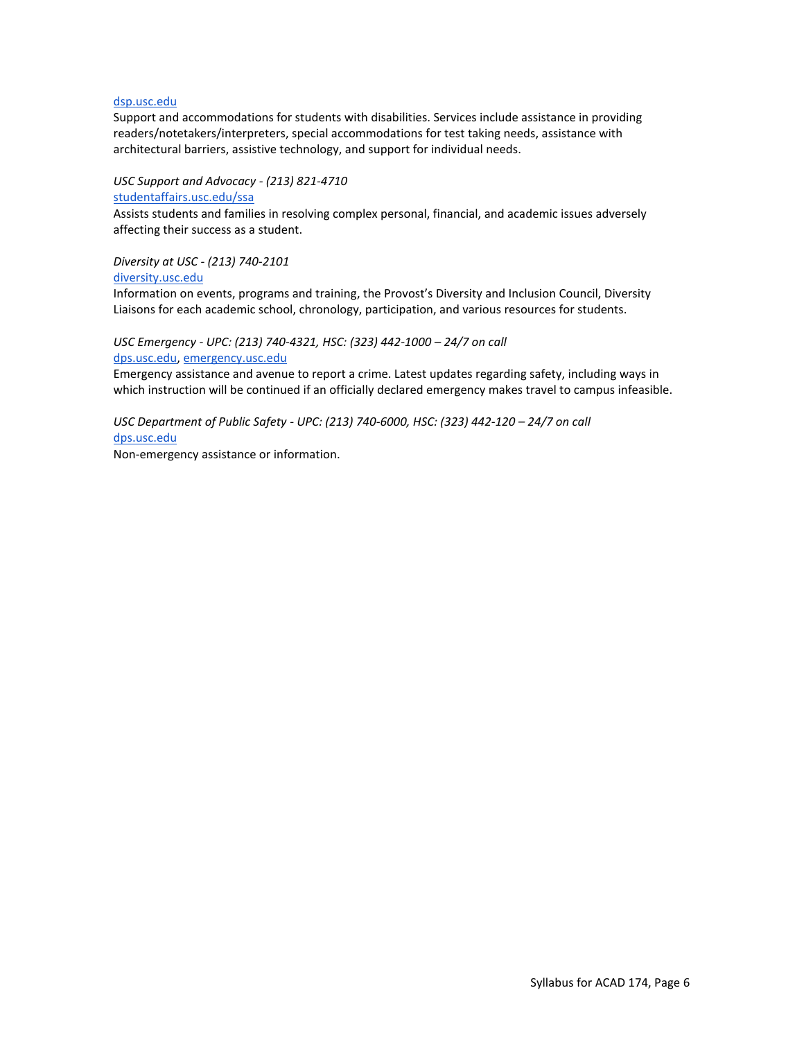dsp.usc.edu

Support and accommodations for students with disabilities. Services include assistance in providing readers/notetakers/interpreters, special accommodations for test taking needs, assistance with architectural barriers, assistive technology, and support for individual needs.

*USC Support and Advocacy - (213) 821-4710*

studentaffairs.usc.edu/ssa

Assists students and families in resolving complex personal, financial, and academic issues adversely affecting their success as a student.

*Diversity at USC - (213) 740-2101*

diversity.usc.edu

Information on events, programs and training, the Provost's Diversity and Inclusion Council, Diversity Liaisons for each academic school, chronology, participation, and various resources for students.

*USC Emergency - UPC: (213) 740-4321, HSC: (323) 442-1000 – 24/7 on call*

dps.usc.edu, emergency.usc.edu

Emergency assistance and avenue to report a crime. Latest updates regarding safety, including ways in which instruction will be continued if an officially declared emergency makes travel to campus infeasible.

*USC Department of Public Safety - UPC: (213) 740-6000, HSC: (323) 442-120 – 24/7 on call*

dps.usc.edu

Non-emergency assistance or information.